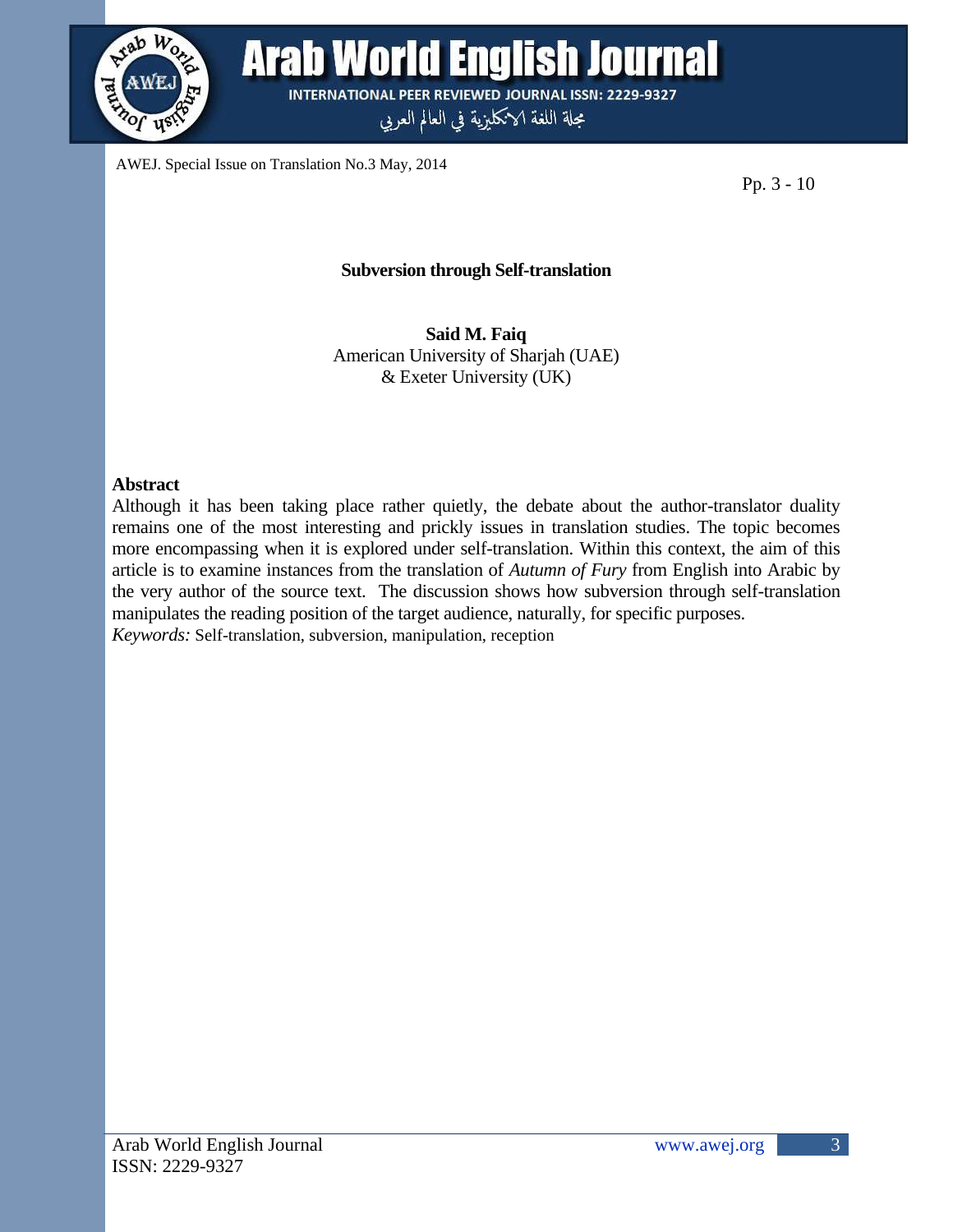# Subversion through Self-translation

**Said M. Faiq**
American University of Sharjah (UAE)
& Exeter University (UK)

## Abstract

Although it has been taking place rather quietly, the debate about the author-translator duality remains one of the most interesting and prickly issues in translation studies. The topic becomes more encompassing when it is explored under self-translation. Within this context, the aim of this article is to examine instances from the translation of *Autumn of Fury* from English into Arabic by the very author of the source text. The discussion shows how subversion through self-translation manipulates the reading position of the target audience, naturally, for specific purposes.

*Keywords:* Self-translation, subversion, manipulation, reception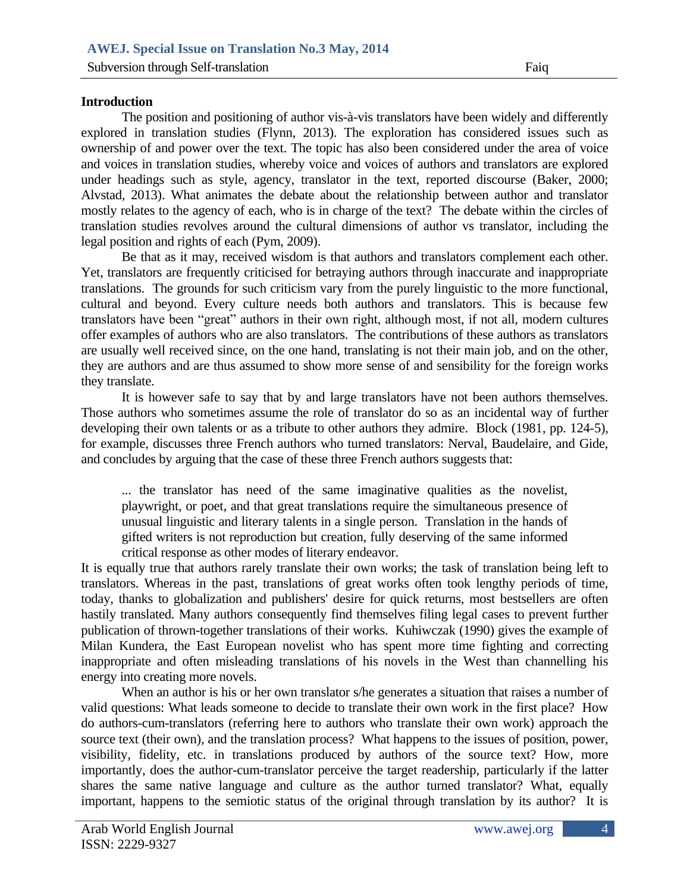**Introduction**

The position and positioning of author vis-à-vis translators have been widely and differently explored in translation studies (Flynn, 2013). The exploration has considered issues such as ownership of and power over the text. The topic has also been considered under the area of voice and voices in translation studies, whereby voice and voices of authors and translators are explored under headings such as style, agency, translator in the text, reported discourse (Baker, 2000; Alvstad, 2013). What animates the debate about the relationship between author and translator mostly relates to the agency of each, who is in charge of the text? The debate within the circles of translation studies revolves around the cultural dimensions of author vs translator, including the legal position and rights of each (Pym, 2009).

Be that as it may, received wisdom is that authors and translators complement each other. Yet, translators are frequently criticised for betraying authors through inaccurate and inappropriate translations. The grounds for such criticism vary from the purely linguistic to the more functional, cultural and beyond. Every culture needs both authors and translators. This is because few translators have been "great" authors in their own right, although most, if not all, modern cultures offer examples of authors who are also translators. The contributions of these authors as translators are usually well received since, on the one hand, translating is not their main job, and on the other, they are authors and are thus assumed to show more sense of and sensibility for the foreign works they translate.

It is however safe to say that by and large translators have not been authors themselves. Those authors who sometimes assume the role of translator do so as an incidental way of further developing their own talents or as a tribute to other authors they admire. Block (1981, pp. 124-5), for example, discusses three French authors who turned translators: Nerval, Baudelaire, and Gide, and concludes by arguing that the case of these three French authors suggests that:

> ... the translator has need of the same imaginative qualities as the novelist, playwright, or poet, and that great translations require the simultaneous presence of unusual linguistic and literary talents in a single person. Translation in the hands of gifted writers is not reproduction but creation, fully deserving of the same informed critical response as other modes of literary endeavor.

It is equally true that authors rarely translate their own works; the task of translation being left to translators. Whereas in the past, translations of great works often took lengthy periods of time, today, thanks to globalization and publishers' desire for quick returns, most bestsellers are often hastily translated. Many authors consequently find themselves filing legal cases to prevent further publication of thrown-together translations of their works. Kuhiwczak (1990) gives the example of Milan Kundera, the East European novelist who has spent more time fighting and correcting inappropriate and often misleading translations of his novels in the West than channelling his energy into creating more novels.

When an author is his or her own translator s/he generates a situation that raises a number of valid questions: What leads someone to decide to translate their own work in the first place? How do authors-cum-translators (referring here to authors who translate their own work) approach the source text (their own), and the translation process? What happens to the issues of position, power, visibility, fidelity, etc. in translations produced by authors of the source text? How, more importantly, does the author-cum-translator perceive the target readership, particularly if the latter shares the same native language and culture as the author turned translator? What, equally important, happens to the semiotic status of the original through translation by its author? It is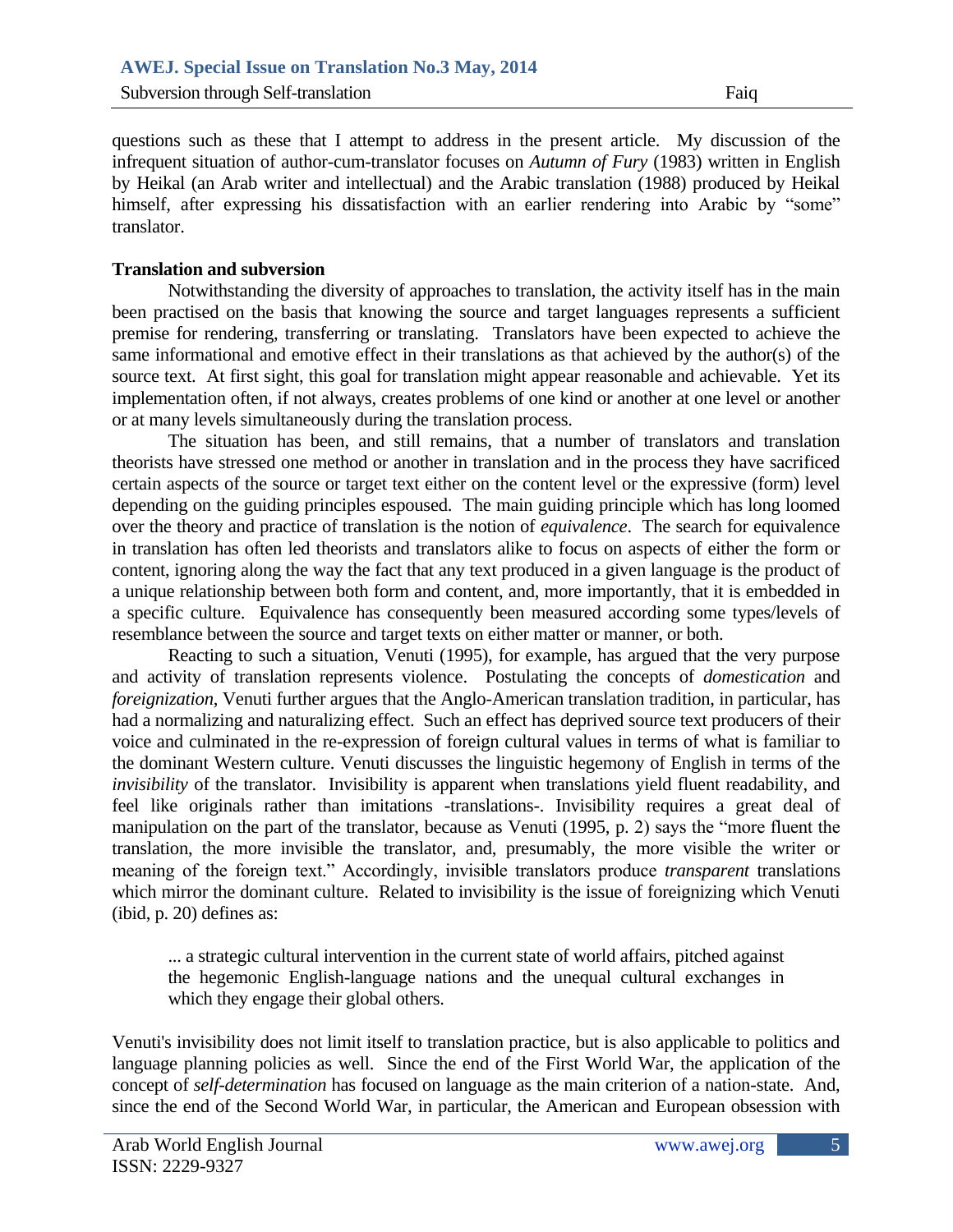questions such as these that I attempt to address in the present article. My discussion of the infrequent situation of author-cum-translator focuses on *Autumn of Fury* (1983) written in English by Heikal (an Arab writer and intellectual) and the Arabic translation (1988) produced by Heikal himself, after expressing his dissatisfaction with an earlier rendering into Arabic by "some" translator.

**Translation and subversion**

Notwithstanding the diversity of approaches to translation, the activity itself has in the main been practised on the basis that knowing the source and target languages represents a sufficient premise for rendering, transferring or translating. Translators have been expected to achieve the same informational and emotive effect in their translations as that achieved by the author(s) of the source text. At first sight, this goal for translation might appear reasonable and achievable. Yet its implementation often, if not always, creates problems of one kind or another at one level or another or at many levels simultaneously during the translation process.

The situation has been, and still remains, that a number of translators and translation theorists have stressed one method or another in translation and in the process they have sacrificed certain aspects of the source or target text either on the content level or the expressive (form) level depending on the guiding principles espoused. The main guiding principle which has long loomed over the theory and practice of translation is the notion of *equivalence*. The search for equivalence in translation has often led theorists and translators alike to focus on aspects of either the form or content, ignoring along the way the fact that any text produced in a given language is the product of a unique relationship between both form and content, and, more importantly, that it is embedded in a specific culture. Equivalence has consequently been measured according some types/levels of resemblance between the source and target texts on either matter or manner, or both.

Reacting to such a situation, Venuti (1995), for example, has argued that the very purpose and activity of translation represents violence. Postulating the concepts of *domestication* and *foreignization*, Venuti further argues that the Anglo-American translation tradition, in particular, has had a normalizing and naturalizing effect. Such an effect has deprived source text producers of their voice and culminated in the re-expression of foreign cultural values in terms of what is familiar to the dominant Western culture. Venuti discusses the linguistic hegemony of English in terms of the *invisibility* of the translator. Invisibility is apparent when translations yield fluent readability, and feel like originals rather than imitations -translations-. Invisibility requires a great deal of manipulation on the part of the translator, because as Venuti (1995, p. 2) says the "more fluent the translation, the more invisible the translator, and, presumably, the more visible the writer or meaning of the foreign text." Accordingly, invisible translators produce *transparent* translations which mirror the dominant culture. Related to invisibility is the issue of foreignizing which Venuti (ibid, p. 20) defines as:

> ... a strategic cultural intervention in the current state of world affairs, pitched against the hegemonic English-language nations and the unequal cultural exchanges in which they engage their global others.

Venuti's invisibility does not limit itself to translation practice, but is also applicable to politics and language planning policies as well. Since the end of the First World War, the application of the concept of *self-determination* has focused on language as the main criterion of a nation-state. And, since the end of the Second World War, in particular, the American and European obsession with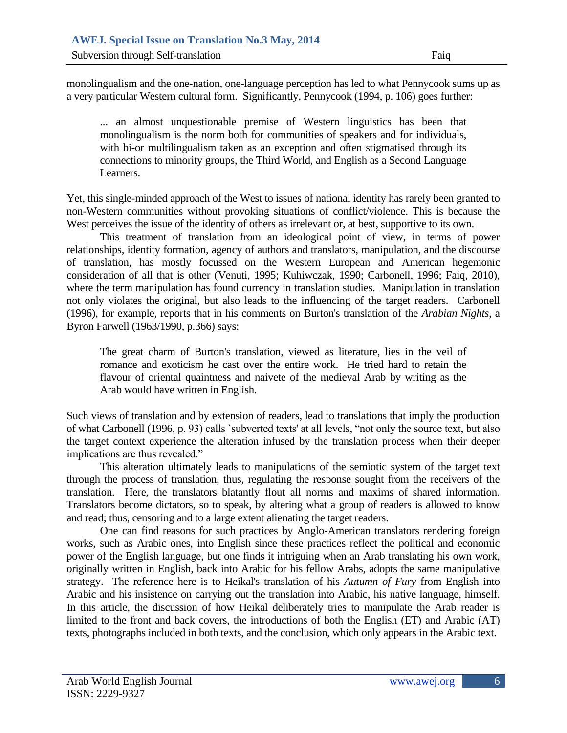monolingualism and the one-nation, one-language perception has led to what Pennycook sums up as a very particular Western cultural form. Significantly, Pennycook (1994, p. 106) goes further:

> ... an almost unquestionable premise of Western linguistics has been that monolingualism is the norm both for communities of speakers and for individuals, with bi-or multilingualism taken as an exception and often stigmatised through its connections to minority groups, the Third World, and English as a Second Language Learners.

Yet, this single-minded approach of the West to issues of national identity has rarely been granted to non-Western communities without provoking situations of conflict/violence. This is because the West perceives the issue of the identity of others as irrelevant or, at best, supportive to its own.

This treatment of translation from an ideological point of view, in terms of power relationships, identity formation, agency of authors and translators, manipulation, and the discourse of translation, has mostly focussed on the Western European and American hegemonic consideration of all that is other (Venuti, 1995; Kuhiwczak, 1990; Carbonell, 1996; Faiq, 2010), where the term manipulation has found currency in translation studies. Manipulation in translation not only violates the original, but also leads to the influencing of the target readers. Carbonell (1996), for example, reports that in his comments on Burton's translation of the *Arabian Nights*, a Byron Farwell (1963/1990, p.366) says:

> The great charm of Burton's translation, viewed as literature, lies in the veil of romance and exoticism he cast over the entire work. He tried hard to retain the flavour of oriental quaintness and naivete of the medieval Arab by writing as the Arab would have written in English.

Such views of translation and by extension of readers, lead to translations that imply the production of what Carbonell (1996, p. 93) calls `subverted texts' at all levels, "not only the source text, but also the target context experience the alteration infused by the translation process when their deeper implications are thus revealed."

This alteration ultimately leads to manipulations of the semiotic system of the target text through the process of translation, thus, regulating the response sought from the receivers of the translation. Here, the translators blatantly flout all norms and maxims of shared information. Translators become dictators, so to speak, by altering what a group of readers is allowed to know and read; thus, censoring and to a large extent alienating the target readers.

One can find reasons for such practices by Anglo-American translators rendering foreign works, such as Arabic ones, into English since these practices reflect the political and economic power of the English language, but one finds it intriguing when an Arab translating his own work, originally written in English, back into Arabic for his fellow Arabs, adopts the same manipulative strategy. The reference here is to Heikal's translation of his *Autumn of Fury* from English into Arabic and his insistence on carrying out the translation into Arabic, his native language, himself. In this article, the discussion of how Heikal deliberately tries to manipulate the Arab reader is limited to the front and back covers, the introductions of both the English (ET) and Arabic (AT) texts, photographs included in both texts, and the conclusion, which only appears in the Arabic text.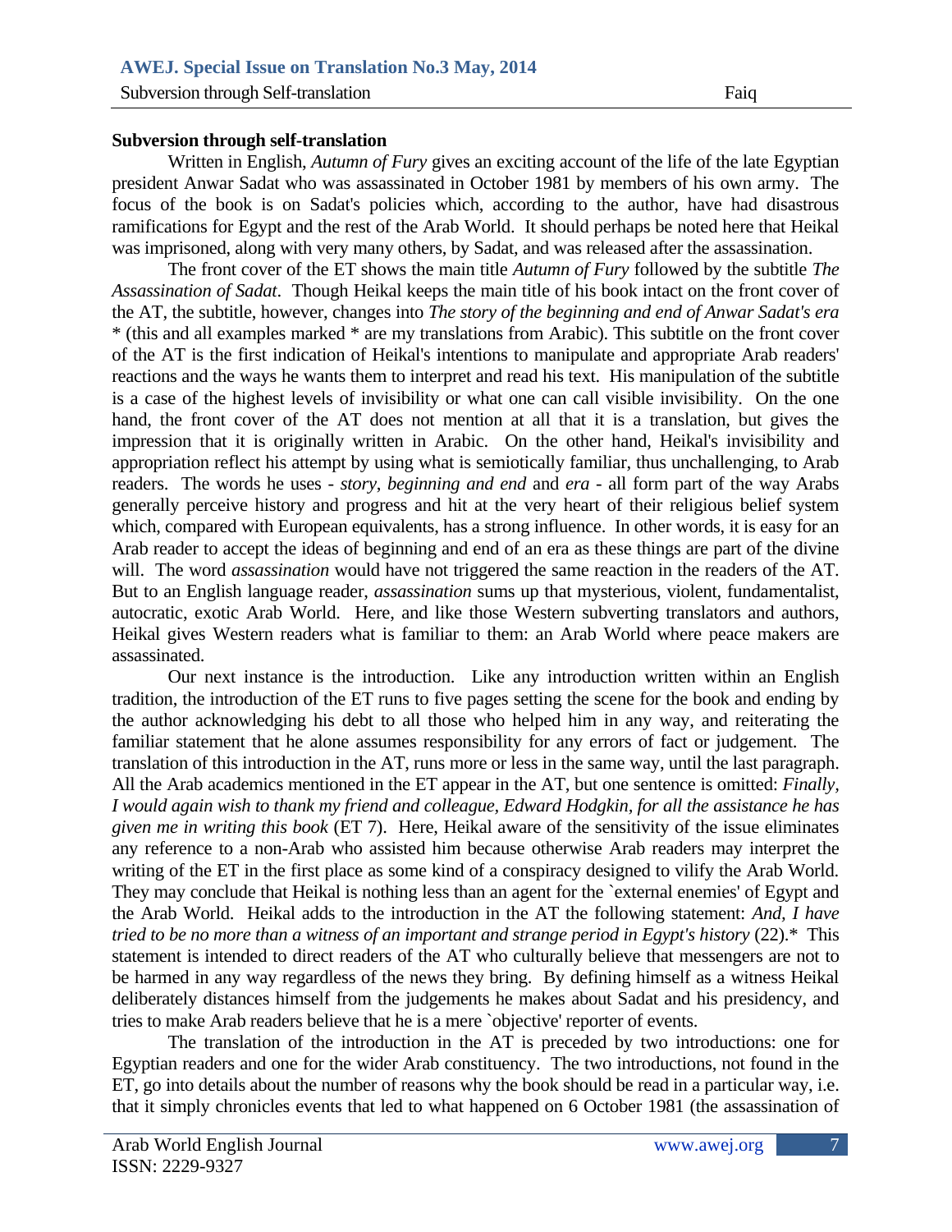**Subversion through self-translation**

Written in English, *Autumn of Fury* gives an exciting account of the life of the late Egyptian president Anwar Sadat who was assassinated in October 1981 by members of his own army. The focus of the book is on Sadat's policies which, according to the author, have had disastrous ramifications for Egypt and the rest of the Arab World. It should perhaps be noted here that Heikal was imprisoned, along with very many others, by Sadat, and was released after the assassination.

The front cover of the ET shows the main title *Autumn of Fury* followed by the subtitle *The Assassination of Sadat*. Though Heikal keeps the main title of his book intact on the front cover of the AT, the subtitle, however, changes into *The story of the beginning and end of Anwar Sadat's era* * (this and all examples marked * are my translations from Arabic). This subtitle on the front cover of the AT is the first indication of Heikal's intentions to manipulate and appropriate Arab readers' reactions and the ways he wants them to interpret and read his text. His manipulation of the subtitle is a case of the highest levels of invisibility or what one can call visible invisibility. On the one hand, the front cover of the AT does not mention at all that it is a translation, but gives the impression that it is originally written in Arabic. On the other hand, Heikal's invisibility and appropriation reflect his attempt by using what is semiotically familiar, thus unchallenging, to Arab readers. The words he uses - *story*, *beginning and end* and *era* - all form part of the way Arabs generally perceive history and progress and hit at the very heart of their religious belief system which, compared with European equivalents, has a strong influence. In other words, it is easy for an Arab reader to accept the ideas of beginning and end of an era as these things are part of the divine will. The word *assassination* would have not triggered the same reaction in the readers of the AT. But to an English language reader, *assassination* sums up that mysterious, violent, fundamentalist, autocratic, exotic Arab World. Here, and like those Western subverting translators and authors, Heikal gives Western readers what is familiar to them: an Arab World where peace makers are assassinated.

Our next instance is the introduction. Like any introduction written within an English tradition, the introduction of the ET runs to five pages setting the scene for the book and ending by the author acknowledging his debt to all those who helped him in any way, and reiterating the familiar statement that he alone assumes responsibility for any errors of fact or judgement. The translation of this introduction in the AT, runs more or less in the same way, until the last paragraph. All the Arab academics mentioned in the ET appear in the AT, but one sentence is omitted: *Finally, I would again wish to thank my friend and colleague, Edward Hodgkin, for all the assistance he has given me in writing this book* (ET 7). Here, Heikal aware of the sensitivity of the issue eliminates any reference to a non-Arab who assisted him because otherwise Arab readers may interpret the writing of the ET in the first place as some kind of a conspiracy designed to vilify the Arab World. They may conclude that Heikal is nothing less than an agent for the `external enemies' of Egypt and the Arab World. Heikal adds to the introduction in the AT the following statement: *And, I have tried to be no more than a witness of an important and strange period in Egypt's history* (22).* This statement is intended to direct readers of the AT who culturally believe that messengers are not to be harmed in any way regardless of the news they bring. By defining himself as a witness Heikal deliberately distances himself from the judgements he makes about Sadat and his presidency, and tries to make Arab readers believe that he is a mere `objective' reporter of events.

The translation of the introduction in the AT is preceded by two introductions: one for Egyptian readers and one for the wider Arab constituency. The two introductions, not found in the ET, go into details about the number of reasons why the book should be read in a particular way, i.e. that it simply chronicles events that led to what happened on 6 October 1981 (the assassination of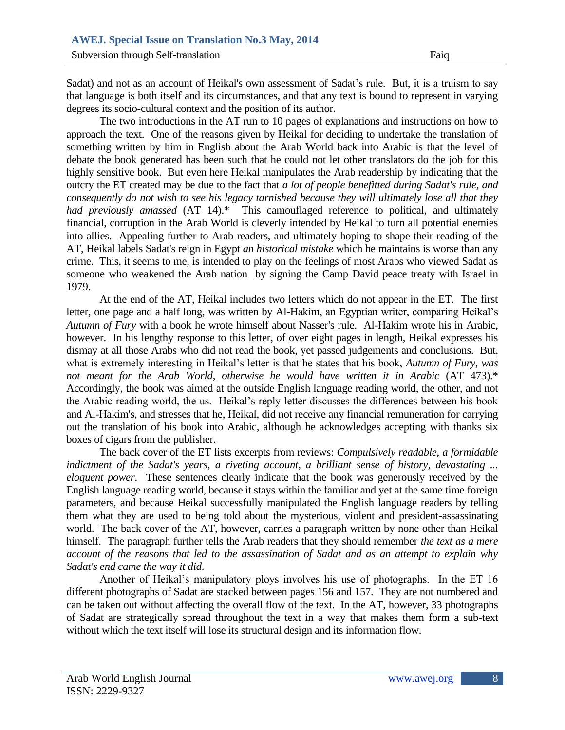Sadat) and not as an account of Heikal's own assessment of Sadat's rule. But, it is a truism to say that language is both itself and its circumstances, and that any text is bound to represent in varying degrees its socio-cultural context and the position of its author.

The two introductions in the AT run to 10 pages of explanations and instructions on how to approach the text. One of the reasons given by Heikal for deciding to undertake the translation of something written by him in English about the Arab World back into Arabic is that the level of debate the book generated has been such that he could not let other translators do the job for this highly sensitive book. But even here Heikal manipulates the Arab readership by indicating that the outcry the ET created may be due to the fact that *a lot of people benefitted during Sadat's rule, and consequently do not wish to see his legacy tarnished because they will ultimately lose all that they had previously amassed* (AT 14).* This camouflaged reference to political, and ultimately financial, corruption in the Arab World is cleverly intended by Heikal to turn all potential enemies into allies. Appealing further to Arab readers, and ultimately hoping to shape their reading of the AT, Heikal labels Sadat's reign in Egypt *an historical mistake* which he maintains is worse than any crime. This, it seems to me, is intended to play on the feelings of most Arabs who viewed Sadat as someone who weakened the Arab nation by signing the Camp David peace treaty with Israel in 1979.

At the end of the AT, Heikal includes two letters which do not appear in the ET. The first letter, one page and a half long, was written by Al-Hakim, an Egyptian writer, comparing Heikal's *Autumn of Fury* with a book he wrote himself about Nasser's rule. Al-Hakim wrote his in Arabic, however. In his lengthy response to this letter, of over eight pages in length, Heikal expresses his dismay at all those Arabs who did not read the book, yet passed judgements and conclusions. But, what is extremely interesting in Heikal's letter is that he states that his book, *Autumn of Fury*, *was not meant for the Arab World, otherwise he would have written it in Arabic* (AT 473).* Accordingly, the book was aimed at the outside English language reading world, the other, and not the Arabic reading world, the us. Heikal's reply letter discusses the differences between his book and Al-Hakim's, and stresses that he, Heikal, did not receive any financial remuneration for carrying out the translation of his book into Arabic, although he acknowledges accepting with thanks six boxes of cigars from the publisher.

The back cover of the ET lists excerpts from reviews: *Compulsively readable, a formidable indictment of the Sadat's years, a riveting account, a brilliant sense of history, devastating ... eloquent power*. These sentences clearly indicate that the book was generously received by the English language reading world, because it stays within the familiar and yet at the same time foreign parameters, and because Heikal successfully manipulated the English language readers by telling them what they are used to being told about the mysterious, violent and president-assassinating world. The back cover of the AT, however, carries a paragraph written by none other than Heikal himself. The paragraph further tells the Arab readers that they should remember *the text as a mere account of the reasons that led to the assassination of Sadat and as an attempt to explain why Sadat's end came the way it did.*

Another of Heikal's manipulatory ploys involves his use of photographs. In the ET 16 different photographs of Sadat are stacked between pages 156 and 157. They are not numbered and can be taken out without affecting the overall flow of the text. In the AT, however, 33 photographs of Sadat are strategically spread throughout the text in a way that makes them form a sub-text without which the text itself will lose its structural design and its information flow.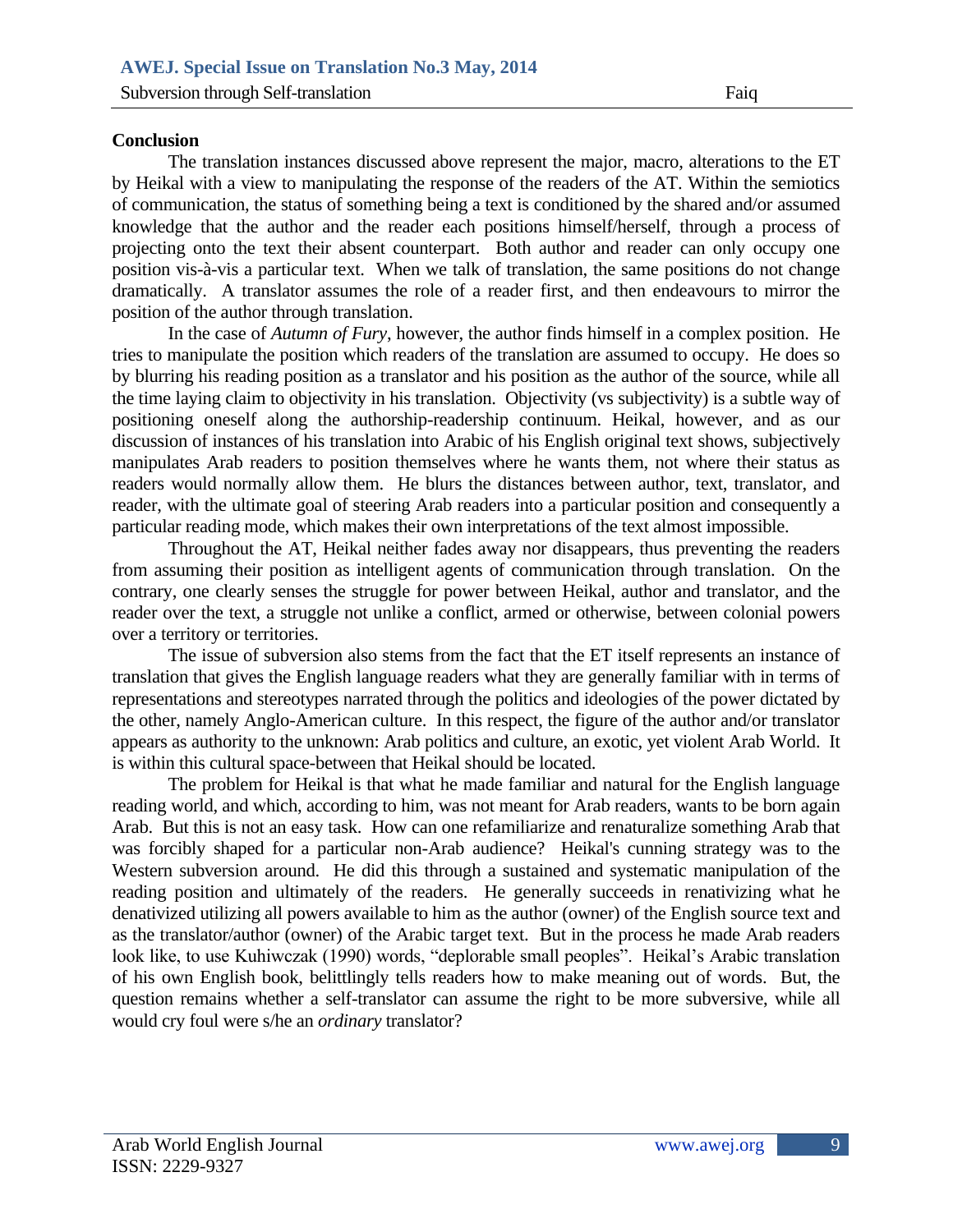## Conclusion

The translation instances discussed above represent the major, macro, alterations to the ET by Heikal with a view to manipulating the response of the readers of the AT. Within the semiotics of communication, the status of something being a text is conditioned by the shared and/or assumed knowledge that the author and the reader each positions himself/herself, through a process of projecting onto the text their absent counterpart. Both author and reader can only occupy one position vis-à-vis a particular text. When we talk of translation, the same positions do not change dramatically. A translator assumes the role of a reader first, and then endeavours to mirror the position of the author through translation.

In the case of *Autumn of Fury*, however, the author finds himself in a complex position. He tries to manipulate the position which readers of the translation are assumed to occupy. He does so by blurring his reading position as a translator and his position as the author of the source, while all the time laying claim to objectivity in his translation. Objectivity (vs subjectivity) is a subtle way of positioning oneself along the authorship-readership continuum. Heikal, however, and as our discussion of instances of his translation into Arabic of his English original text shows, subjectively manipulates Arab readers to position themselves where he wants them, not where their status as readers would normally allow them. He blurs the distances between author, text, translator, and reader, with the ultimate goal of steering Arab readers into a particular position and consequently a particular reading mode, which makes their own interpretations of the text almost impossible.

Throughout the AT, Heikal neither fades away nor disappears, thus preventing the readers from assuming their position as intelligent agents of communication through translation. On the contrary, one clearly senses the struggle for power between Heikal, author and translator, and the reader over the text, a struggle not unlike a conflict, armed or otherwise, between colonial powers over a territory or territories.

The issue of subversion also stems from the fact that the ET itself represents an instance of translation that gives the English language readers what they are generally familiar with in terms of representations and stereotypes narrated through the politics and ideologies of the power dictated by the other, namely Anglo-American culture. In this respect, the figure of the author and/or translator appears as authority to the unknown: Arab politics and culture, an exotic, yet violent Arab World. It is within this cultural space-between that Heikal should be located.

The problem for Heikal is that what he made familiar and natural for the English language reading world, and which, according to him, was not meant for Arab readers, wants to be born again Arab. But this is not an easy task. How can one refamiliarize and renaturalize something Arab that was forcibly shaped for a particular non-Arab audience? Heikal's cunning strategy was to the Western subversion around. He did this through a sustained and systematic manipulation of the reading position and ultimately of the readers. He generally succeeds in renativizing what he denativized utilizing all powers available to him as the author (owner) of the English source text and as the translator/author (owner) of the Arabic target text. But in the process he made Arab readers look like, to use Kuhiwczak (1990) words, "deplorable small peoples". Heikal's Arabic translation of his own English book, belittlingly tells readers how to make meaning out of words. But, the question remains whether a self-translator can assume the right to be more subversive, while all would cry foul were s/he an *ordinary* translator?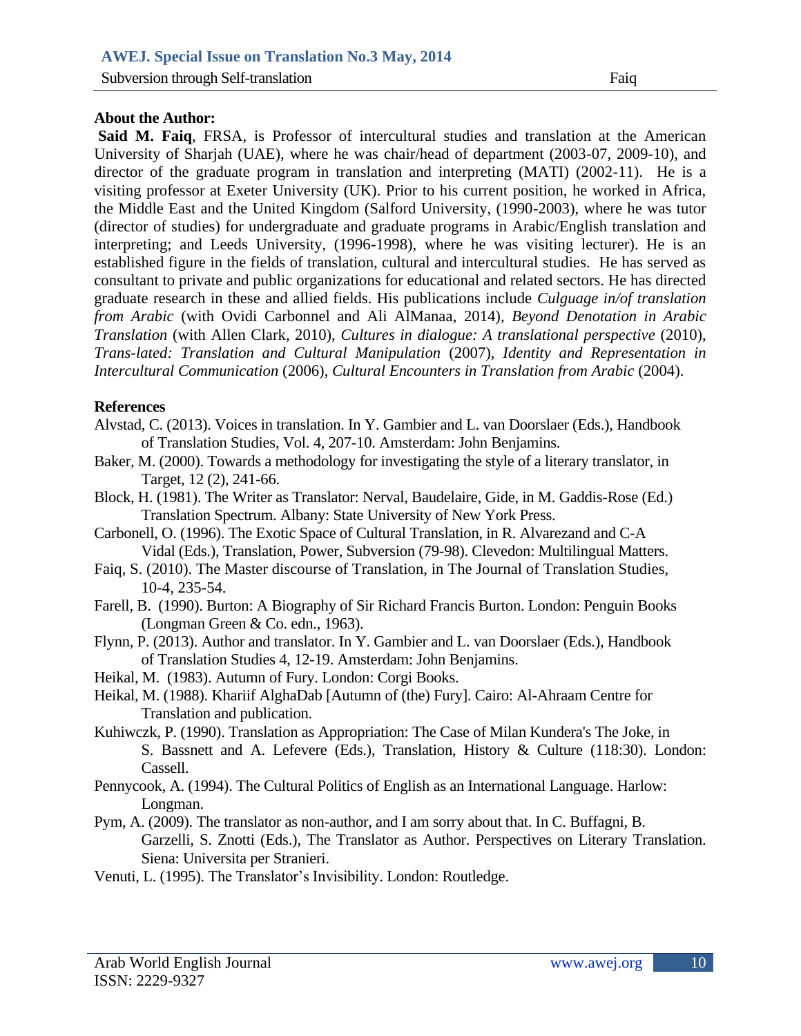**About the Author:**

**Said M. Faiq**, FRSA, is Professor of intercultural studies and translation at the American University of Sharjah (UAE), where he was chair/head of department (2003-07, 2009-10), and director of the graduate program in translation and interpreting (MATI) (2002-11). He is a visiting professor at Exeter University (UK). Prior to his current position, he worked in Africa, the Middle East and the United Kingdom (Salford University, (1990-2003), where he was tutor (director of studies) for undergraduate and graduate programs in Arabic/English translation and interpreting; and Leeds University, (1996-1998), where he was visiting lecturer). He is an established figure in the fields of translation, cultural and intercultural studies. He has served as consultant to private and public organizations for educational and related sectors. He has directed graduate research in these and allied fields. His publications include *Culguage in/of translation from Arabic* (with Ovidi Carbonnel and Ali AlManaa, 2014), *Beyond Denotation in Arabic Translation* (with Allen Clark, 2010), *Cultures in dialogue: A translational perspective* (2010), *Trans-lated: Translation and Cultural Manipulation* (2007), *Identity and Representation in Intercultural Communication* (2006), *Cultural Encounters in Translation from Arabic* (2004).

**References**

Alvstad, C. (2013). Voices in translation. In Y. Gambier and L. van Doorslaer (Eds.), Handbook of Translation Studies, Vol. 4, 207-10. Amsterdam: John Benjamins.

Baker, M. (2000). Towards a methodology for investigating the style of a literary translator, in Target, 12 (2), 241-66.

Block, H. (1981). The Writer as Translator: Nerval, Baudelaire, Gide, in M. Gaddis-Rose (Ed.) Translation Spectrum. Albany: State University of New York Press.

Carbonell, O. (1996). The Exotic Space of Cultural Translation, in R. Alvarezand and C-A Vidal (Eds.), Translation, Power, Subversion (79-98). Clevedon: Multilingual Matters.

Faiq, S. (2010). The Master discourse of Translation, in The Journal of Translation Studies, 10-4, 235-54.

Farell, B. (1990). Burton: A Biography of Sir Richard Francis Burton. London: Penguin Books (Longman Green & Co. edn., 1963).

Flynn, P. (2013). Author and translator. In Y. Gambier and L. van Doorslaer (Eds.), Handbook of Translation Studies 4, 12-19. Amsterdam: John Benjamins.

Heikal, M. (1983). Autumn of Fury. London: Corgi Books.

Heikal, M. (1988). Khariif AlghaDab [Autumn of (the) Fury]. Cairo: Al-Ahraam Centre for Translation and publication.

Kuhiwczk, P. (1990). Translation as Appropriation: The Case of Milan Kundera's The Joke, in S. Bassnett and A. Lefevere (Eds.), Translation, History & Culture (118:30). London: Cassell.

Pennycook, A. (1994). The Cultural Politics of English as an International Language. Harlow: Longman.

Pym, A. (2009). The translator as non-author, and I am sorry about that. In C. Buffagni, B. Garzelli, S. Znotti (Eds.), The Translator as Author. Perspectives on Literary Translation. Siena: Universita per Stranieri.

Venuti, L. (1995). The Translator's Invisibility. London: Routledge.